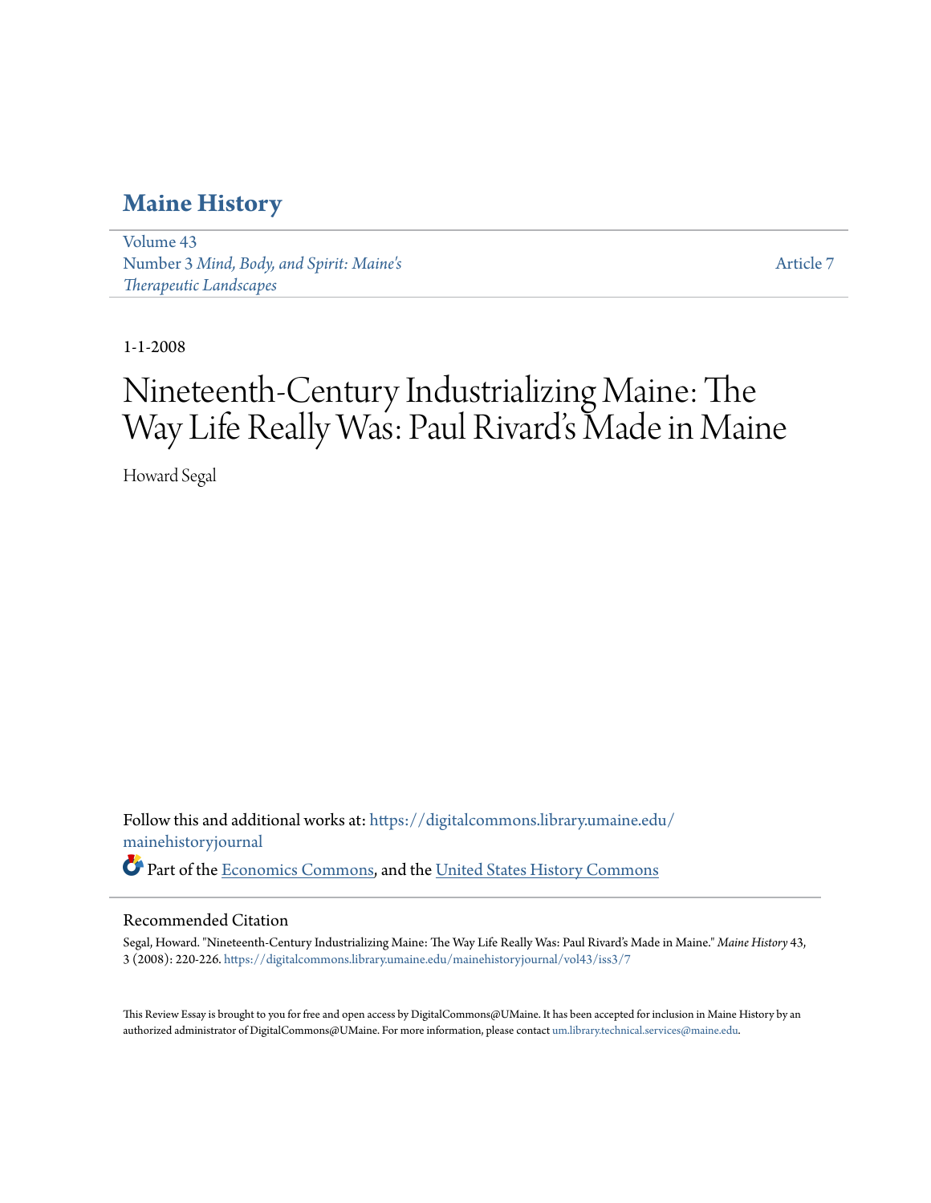# Maine History

Volume 43
Number 3 *Mind, Body, and Spirit: Maine's Therapeutic Landscapes*

Article 7

1-1-2008

# Nineteenth-Century Industrializing Maine: The Way Life Really Was: Paul Rivard's Made in Maine

Howard Segal

Follow this and additional works at: https://digitalcommons.library.umaine.edu/mainehistoryjournal

Part of the Economics Commons, and the United States History Commons

## Recommended Citation

Segal, Howard. "Nineteenth-Century Industrializing Maine: The Way Life Really Was: Paul Rivard's Made in Maine." *Maine History* 43, 3 (2008): 220-226. https://digitalcommons.library.umaine.edu/mainehistoryjournal/vol43/iss3/7

This Review Essay is brought to you for free and open access by DigitalCommons@UMaine. It has been accepted for inclusion in Maine History by an authorized administrator of DigitalCommons@UMaine. For more information, please contact um.library.technical.services@maine.edu.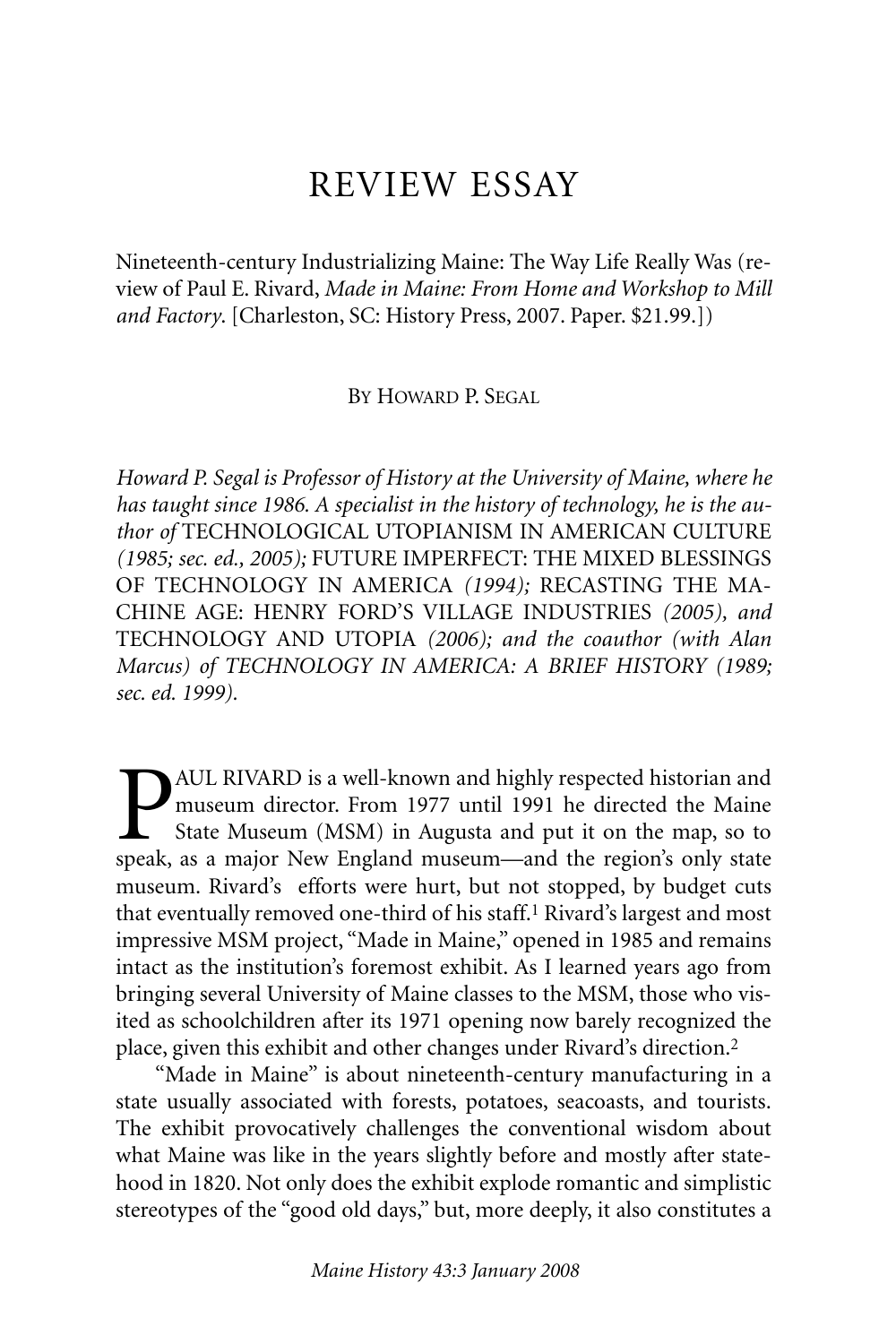# REVIEW ESSAY

Nineteenth-century Industrializing Maine: The Way Life Really Was (review of Paul E. Rivard, *Made in Maine: From Home and Workshop to Mill and Factory.* [Charleston, SC: History Press, 2007. Paper. $21.99.])

BY HOWARD P. SEGAL

*Howard P. Segal is Professor of History at the University of Maine, where he has taught since 1986. A specialist in the history of technology, he is the author of* TECHNOLOGICAL UTOPIANISM IN AMERICAN CULTURE *(1985; sec. ed., 2005);* FUTURE IMPERFECT: THE MIXED BLESSINGS OF TECHNOLOGY IN AMERICA *(1994);* RECASTING THE MACHINE AGE: HENRY FORD'S VILLAGE INDUSTRIES *(2005), and* TECHNOLOGY AND UTOPIA *(2006); and the coauthor (with Alan Marcus) of TECHNOLOGY IN AMERICA: A BRIEF HISTORY (1989; sec. ed. 1999).*

PAUL RIVARD is a well-known and highly respected historian and museum director. From 1977 until 1991 he directed the Maine State Museum (MSM) in Augusta and put it on the map, so to speak, as a major New England museum—and the region's only state museum. Rivard's efforts were hurt, but not stopped, by budget cuts that eventually removed one-third of his staff.[1] Rivard's largest and most impressive MSM project, "Made in Maine," opened in 1985 and remains intact as the institution's foremost exhibit. As I learned years ago from bringing several University of Maine classes to the MSM, those who visited as schoolchildren after its 1971 opening now barely recognized the place, given this exhibit and other changes under Rivard's direction.[2]

"Made in Maine" is about nineteenth-century manufacturing in a state usually associated with forests, potatoes, seacoasts, and tourists. The exhibit provocatively challenges the conventional wisdom about what Maine was like in the years slightly before and mostly after statehood in 1820. Not only does the exhibit explode romantic and simplistic stereotypes of the "good old days," but, more deeply, it also constitutes a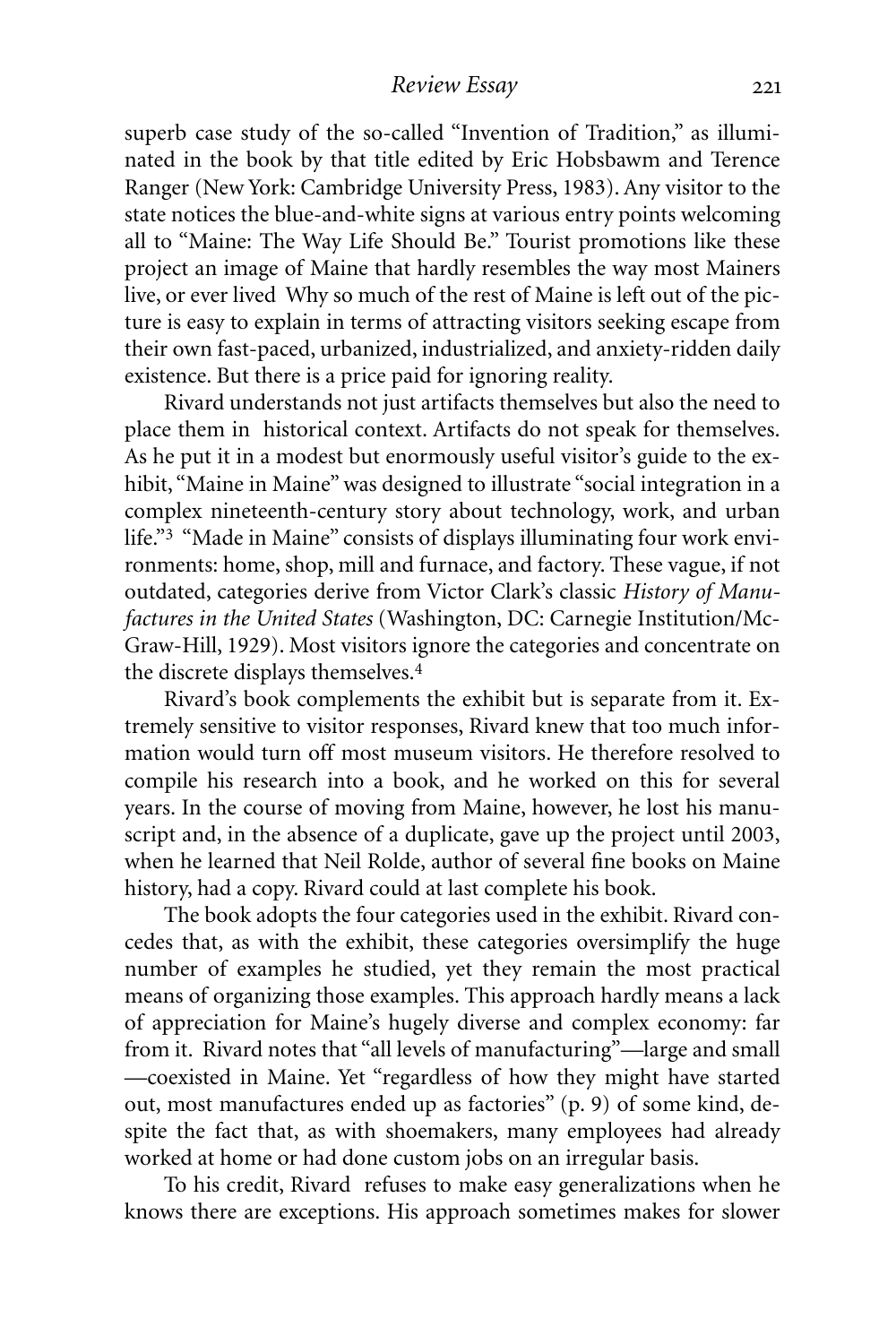superb case study of the so-called "Invention of Tradition," as illuminated in the book by that title edited by Eric Hobsbawm and Terence Ranger (New York: Cambridge University Press, 1983). Any visitor to the state notices the blue-and-white signs at various entry points welcoming all to "Maine: The Way Life Should Be." Tourist promotions like these project an image of Maine that hardly resembles the way most Mainers live, or ever lived Why so much of the rest of Maine is left out of the picture is easy to explain in terms of attracting visitors seeking escape from their own fast-paced, urbanized, industrialized, and anxiety-ridden daily existence. But there is a price paid for ignoring reality.

Rivard understands not just artifacts themselves but also the need to place them in historical context. Artifacts do not speak for themselves. As he put it in a modest but enormously useful visitor's guide to the exhibit, "Maine in Maine" was designed to illustrate "social integration in a complex nineteenth-century story about technology, work, and urban life."[3] "Made in Maine" consists of displays illuminating four work environments: home, shop, mill and furnace, and factory. These vague, if not outdated, categories derive from Victor Clark's classic *History of Manufactures in the United States* (Washington, DC: Carnegie Institution/McGraw-Hill, 1929). Most visitors ignore the categories and concentrate on the discrete displays themselves.[4]

Rivard's book complements the exhibit but is separate from it. Extremely sensitive to visitor responses, Rivard knew that too much information would turn off most museum visitors. He therefore resolved to compile his research into a book, and he worked on this for several years. In the course of moving from Maine, however, he lost his manuscript and, in the absence of a duplicate, gave up the project until 2003, when he learned that Neil Rolde, author of several fine books on Maine history, had a copy. Rivard could at last complete his book.

The book adopts the four categories used in the exhibit. Rivard concedes that, as with the exhibit, these categories oversimplify the huge number of examples he studied, yet they remain the most practical means of organizing those examples. This approach hardly means a lack of appreciation for Maine's hugely diverse and complex economy: far from it. Rivard notes that "all levels of manufacturing"—large and small—coexisted in Maine. Yet "regardless of how they might have started out, most manufactures ended up as factories" (p. 9) of some kind, despite the fact that, as with shoemakers, many employees had already worked at home or had done custom jobs on an irregular basis.

To his credit, Rivard refuses to make easy generalizations when he knows there are exceptions. His approach sometimes makes for slower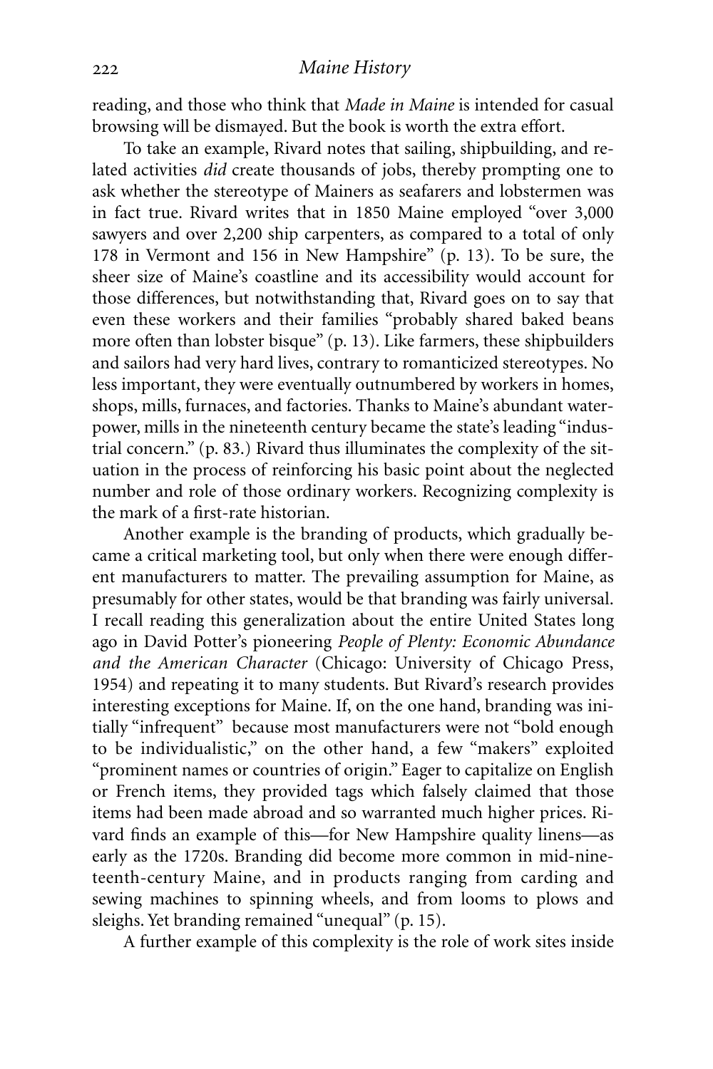reading, and those who think that *Made in Maine* is intended for casual browsing will be dismayed. But the book is worth the extra effort.

To take an example, Rivard notes that sailing, shipbuilding, and related activities *did* create thousands of jobs, thereby prompting one to ask whether the stereotype of Mainers as seafarers and lobstermen was in fact true. Rivard writes that in 1850 Maine employed "over 3,000 sawyers and over 2,200 ship carpenters, as compared to a total of only 178 in Vermont and 156 in New Hampshire" (p. 13). To be sure, the sheer size of Maine's coastline and its accessibility would account for those differences, but notwithstanding that, Rivard goes on to say that even these workers and their families "probably shared baked beans more often than lobster bisque" (p. 13). Like farmers, these shipbuilders and sailors had very hard lives, contrary to romanticized stereotypes. No less important, they were eventually outnumbered by workers in homes, shops, mills, furnaces, and factories. Thanks to Maine's abundant waterpower, mills in the nineteenth century became the state's leading "industrial concern." (p. 83.) Rivard thus illuminates the complexity of the situation in the process of reinforcing his basic point about the neglected number and role of those ordinary workers. Recognizing complexity is the mark of a first-rate historian.

Another example is the branding of products, which gradually became a critical marketing tool, but only when there were enough different manufacturers to matter. The prevailing assumption for Maine, as presumably for other states, would be that branding was fairly universal. I recall reading this generalization about the entire United States long ago in David Potter's pioneering *People of Plenty: Economic Abundance and the American Character* (Chicago: University of Chicago Press, 1954) and repeating it to many students. But Rivard's research provides interesting exceptions for Maine. If, on the one hand, branding was initially "infrequent" because most manufacturers were not "bold enough to be individualistic," on the other hand, a few "makers" exploited "prominent names or countries of origin." Eager to capitalize on English or French items, they provided tags which falsely claimed that those items had been made abroad and so warranted much higher prices. Rivard finds an example of this—for New Hampshire quality linens—as early as the 1720s. Branding did become more common in mid-nineteenth-century Maine, and in products ranging from carding and sewing machines to spinning wheels, and from looms to plows and sleighs. Yet branding remained "unequal" (p. 15).

A further example of this complexity is the role of work sites inside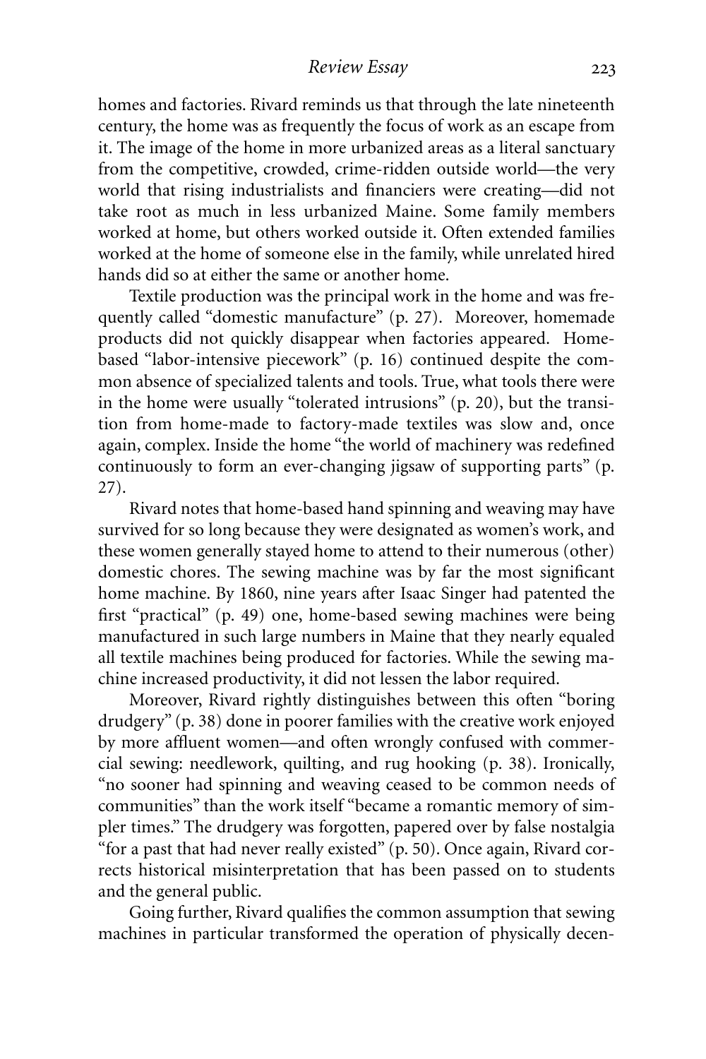homes and factories. Rivard reminds us that through the late nineteenth century, the home was as frequently the focus of work as an escape from it. The image of the home in more urbanized areas as a literal sanctuary from the competitive, crowded, crime-ridden outside world—the very world that rising industrialists and financiers were creating—did not take root as much in less urbanized Maine. Some family members worked at home, but others worked outside it. Often extended families worked at the home of someone else in the family, while unrelated hired hands did so at either the same or another home.

Textile production was the principal work in the home and was frequently called "domestic manufacture" (p. 27). Moreover, homemade products did not quickly disappear when factories appeared. Home-based "labor-intensive piecework" (p. 16) continued despite the common absence of specialized talents and tools. True, what tools there were in the home were usually "tolerated intrusions" (p. 20), but the transition from home-made to factory-made textiles was slow and, once again, complex. Inside the home "the world of machinery was redefined continuously to form an ever-changing jigsaw of supporting parts" (p. 27).

Rivard notes that home-based hand spinning and weaving may have survived for so long because they were designated as women's work, and these women generally stayed home to attend to their numerous (other) domestic chores. The sewing machine was by far the most significant home machine. By 1860, nine years after Isaac Singer had patented the first "practical" (p. 49) one, home-based sewing machines were being manufactured in such large numbers in Maine that they nearly equaled all textile machines being produced for factories. While the sewing machine increased productivity, it did not lessen the labor required.

Moreover, Rivard rightly distinguishes between this often "boring drudgery" (p. 38) done in poorer families with the creative work enjoyed by more affluent women—and often wrongly confused with commercial sewing: needlework, quilting, and rug hooking (p. 38). Ironically, "no sooner had spinning and weaving ceased to be common needs of communities" than the work itself "became a romantic memory of simpler times." The drudgery was forgotten, papered over by false nostalgia "for a past that had never really existed" (p. 50). Once again, Rivard corrects historical misinterpretation that has been passed on to students and the general public.

Going further, Rivard qualifies the common assumption that sewing machines in particular transformed the operation of physically decen-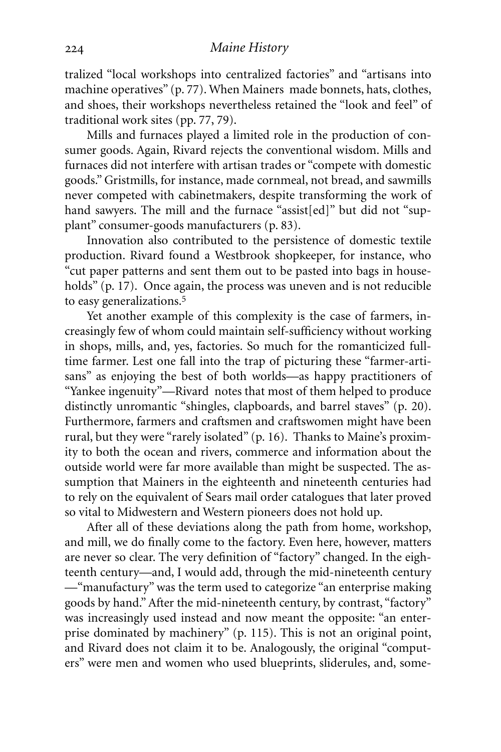tralized "local workshops into centralized factories" and "artisans into machine operatives" (p. 77). When Mainers made bonnets, hats, clothes, and shoes, their workshops nevertheless retained the "look and feel" of traditional work sites (pp. 77, 79).

Mills and furnaces played a limited role in the production of consumer goods. Again, Rivard rejects the conventional wisdom. Mills and furnaces did not interfere with artisan trades or "compete with domestic goods." Gristmills, for instance, made cornmeal, not bread, and sawmills never competed with cabinetmakers, despite transforming the work of hand sawyers. The mill and the furnace "assist[ed]" but did not "supplant" consumer-goods manufacturers (p. 83).

Innovation also contributed to the persistence of domestic textile production. Rivard found a Westbrook shopkeeper, for instance, who "cut paper patterns and sent them out to be pasted into bags in households" (p. 17). Once again, the process was uneven and is not reducible to easy generalizations.[5]

Yet another example of this complexity is the case of farmers, increasingly few of whom could maintain self-sufficiency without working in shops, mills, and, yes, factories. So much for the romanticized full-time farmer. Lest one fall into the trap of picturing these "farmer-artisans" as enjoying the best of both worlds—as happy practitioners of "Yankee ingenuity"—Rivard notes that most of them helped to produce distinctly unromantic "shingles, clapboards, and barrel staves" (p. 20). Furthermore, farmers and craftsmen and craftswomen might have been rural, but they were "rarely isolated" (p. 16). Thanks to Maine's proximity to both the ocean and rivers, commerce and information about the outside world were far more available than might be suspected. The assumption that Mainers in the eighteenth and nineteenth centuries had to rely on the equivalent of Sears mail order catalogues that later proved so vital to Midwestern and Western pioneers does not hold up.

After all of these deviations along the path from home, workshop, and mill, we do finally come to the factory. Even here, however, matters are never so clear. The very definition of "factory" changed. In the eighteenth century—and, I would add, through the mid-nineteenth century—"manufactory" was the term used to categorize "an enterprise making goods by hand." After the mid-nineteenth century, by contrast, "factory" was increasingly used instead and now meant the opposite: "an enterprise dominated by machinery" (p. 115). This is not an original point, and Rivard does not claim it to be. Analogously, the original "computers" were men and women who used blueprints, sliderules, and, some-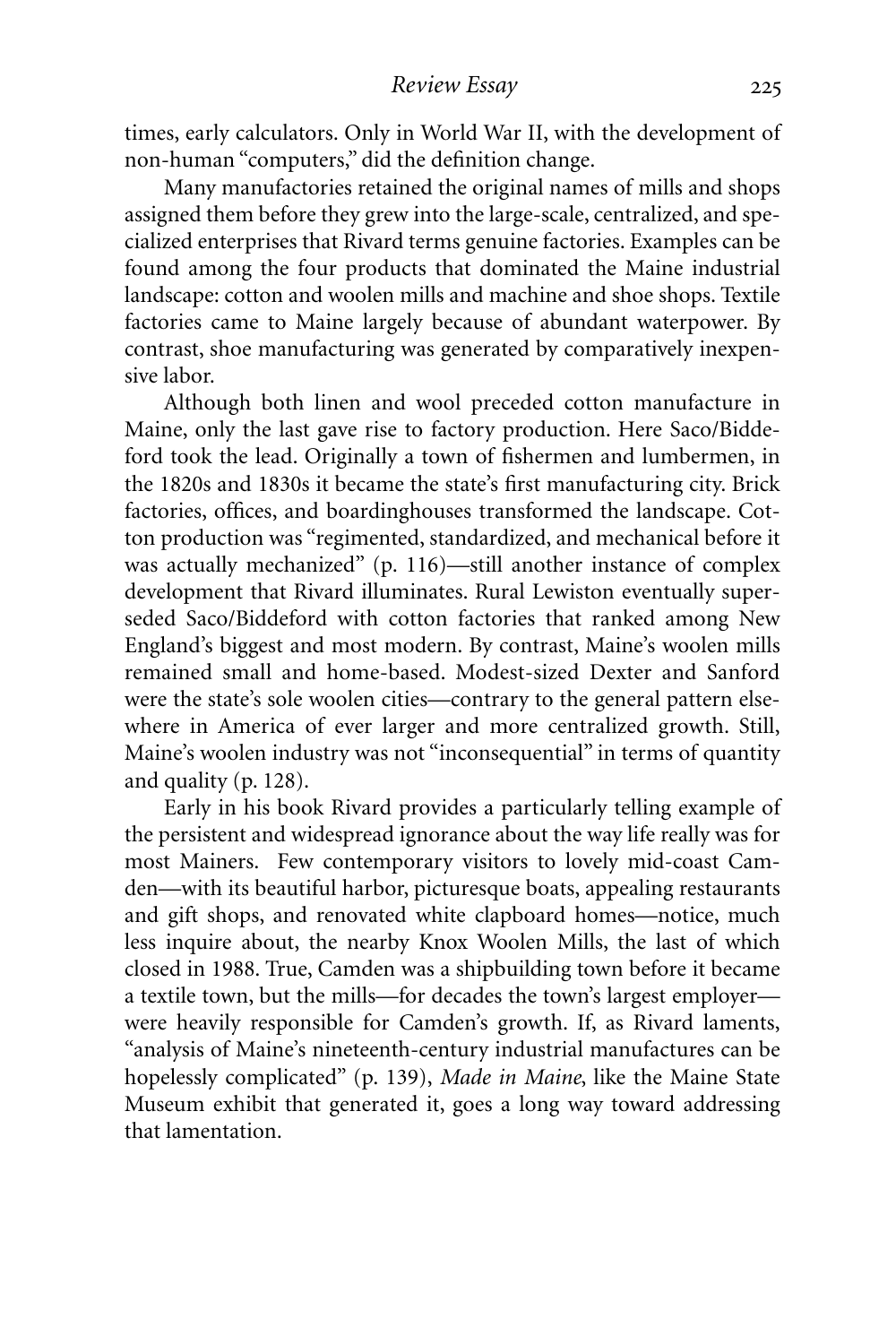times, early calculators. Only in World War II, with the development of non-human "computers," did the definition change.

Many manufactories retained the original names of mills and shops assigned them before they grew into the large-scale, centralized, and specialized enterprises that Rivard terms genuine factories. Examples can be found among the four products that dominated the Maine industrial landscape: cotton and woolen mills and machine and shoe shops. Textile factories came to Maine largely because of abundant waterpower. By contrast, shoe manufacturing was generated by comparatively inexpensive labor.

Although both linen and wool preceded cotton manufacture in Maine, only the last gave rise to factory production. Here Saco/Biddeford took the lead. Originally a town of fishermen and lumbermen, in the 1820s and 1830s it became the state's first manufacturing city. Brick factories, offices, and boardinghouses transformed the landscape. Cotton production was "regimented, standardized, and mechanical before it was actually mechanized" (p. 116)—still another instance of complex development that Rivard illuminates. Rural Lewiston eventually superseded Saco/Biddeford with cotton factories that ranked among New England's biggest and most modern. By contrast, Maine's woolen mills remained small and home-based. Modest-sized Dexter and Sanford were the state's sole woolen cities—contrary to the general pattern elsewhere in America of ever larger and more centralized growth. Still, Maine's woolen industry was not "inconsequential" in terms of quantity and quality (p. 128).

Early in his book Rivard provides a particularly telling example of the persistent and widespread ignorance about the way life really was for most Mainers. Few contemporary visitors to lovely mid-coast Camden—with its beautiful harbor, picturesque boats, appealing restaurants and gift shops, and renovated white clapboard homes—notice, much less inquire about, the nearby Knox Woolen Mills, the last of which closed in 1988. True, Camden was a shipbuilding town before it became a textile town, but the mills—for decades the town's largest employer—were heavily responsible for Camden's growth. If, as Rivard laments, "analysis of Maine's nineteenth-century industrial manufactures can be hopelessly complicated" (p. 139), *Made in Maine*, like the Maine State Museum exhibit that generated it, goes a long way toward addressing that lamentation.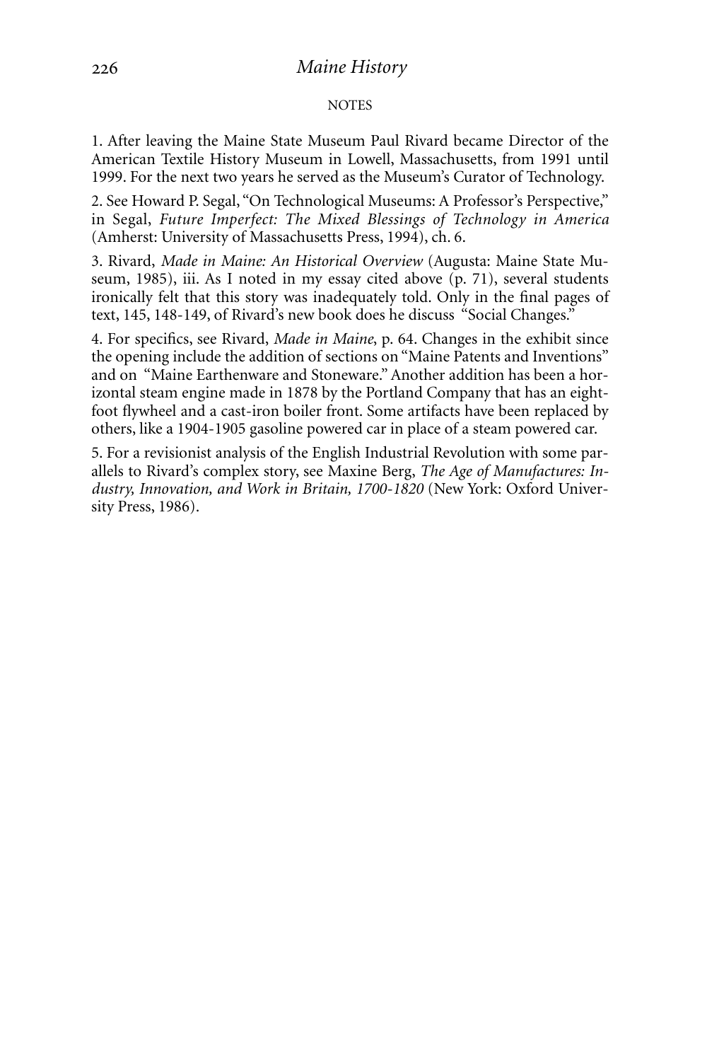NOTES

1. After leaving the Maine State Museum Paul Rivard became Director of the American Textile History Museum in Lowell, Massachusetts, from 1991 until 1999. For the next two years he served as the Museum's Curator of Technology.

2. See Howard P. Segal, "On Technological Museums: A Professor's Perspective," in Segal, *Future Imperfect: The Mixed Blessings of Technology in America* (Amherst: University of Massachusetts Press, 1994), ch. 6.

3. Rivard, *Made in Maine: An Historical Overview* (Augusta: Maine State Museum, 1985), iii. As I noted in my essay cited above (p. 71), several students ironically felt that this story was inadequately told. Only in the final pages of text, 145, 148-149, of Rivard's new book does he discuss "Social Changes."

4. For specifics, see Rivard, *Made in Maine*, p. 64. Changes in the exhibit since the opening include the addition of sections on "Maine Patents and Inventions" and on "Maine Earthenware and Stoneware." Another addition has been a horizontal steam engine made in 1878 by the Portland Company that has an eight-foot flywheel and a cast-iron boiler front. Some artifacts have been replaced by others, like a 1904-1905 gasoline powered car in place of a steam powered car.

5. For a revisionist analysis of the English Industrial Revolution with some parallels to Rivard's complex story, see Maxine Berg, *The Age of Manufactures: Industry, Innovation, and Work in Britain, 1700-1820* (New York: Oxford University Press, 1986).